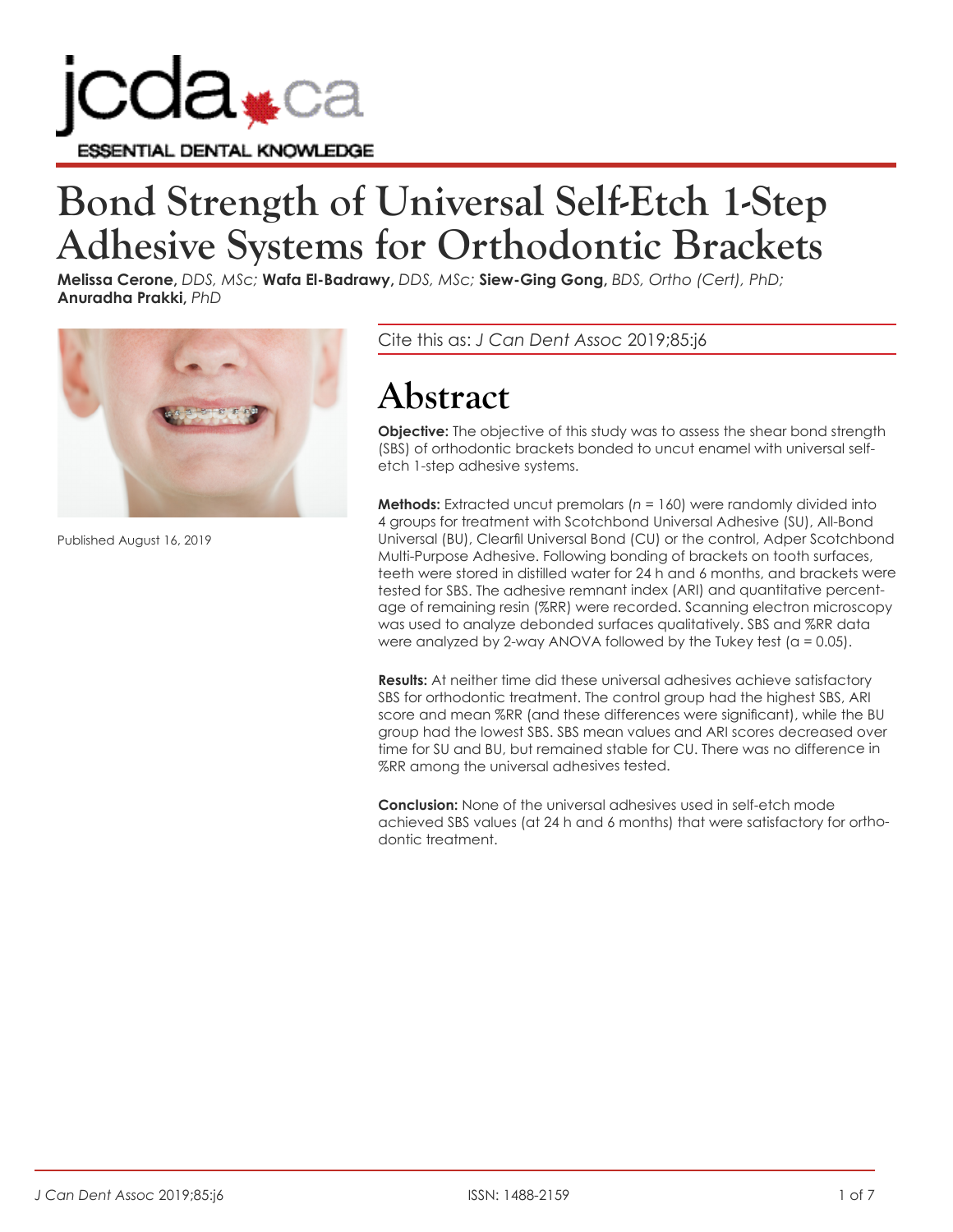# Bond Strength of Universal Self-Etch 1-Step Adhesive Systems for Orthodontic Brackets

**Melissa Cerone,** *DDS, MSc;* **Wafa El-Badrawy,** *DDS, MSc;* **Siew-Ging Gong,** *BDS, Ortho (Cert), PhD;* **Anuradha Prakki,** *PhD*

Published August 16, 2019

Cite this as: *J Can Dent Assoc* 2019;85:j6

## Abstract

**Objective:** The objective of this study was to assess the shear bond strength (SBS) of orthodontic brackets bonded to uncut enamel with universal self-etch 1-step adhesive systems.

**Methods:** Extracted uncut premolars (*n* = 160) were randomly divided into 4 groups for treatment with Scotchbond Universal Adhesive (SU), All-Bond Universal (BU), Clearfil Universal Bond (CU) or the control, Adper Scotchbond Multi-Purpose Adhesive. Following bonding of brackets on tooth surfaces, teeth were stored in distilled water for 24 h and 6 months, and brackets were tested for SBS. The adhesive remnant index (ARI) and quantitative percentage of remaining resin (%RR) were recorded. Scanning electron microscopy was used to analyze debonded surfaces qualitatively. SBS and %RR data were analyzed by 2-way ANOVA followed by the Tukey test ($\alpha = 0.05$).

**Results:** At neither time did these universal adhesives achieve satisfactory SBS for orthodontic treatment. The control group had the highest SBS, ARI score and mean %RR (and these differences were significant), while the BU group had the lowest SBS. SBS mean values and ARI scores decreased over time for SU and BU, but remained stable for CU. There was no difference in %RR among the universal adhesives tested.

**Conclusion:** None of the universal adhesives used in self-etch mode achieved SBS values (at 24 h and 6 months) that were satisfactory for orthodontic treatment.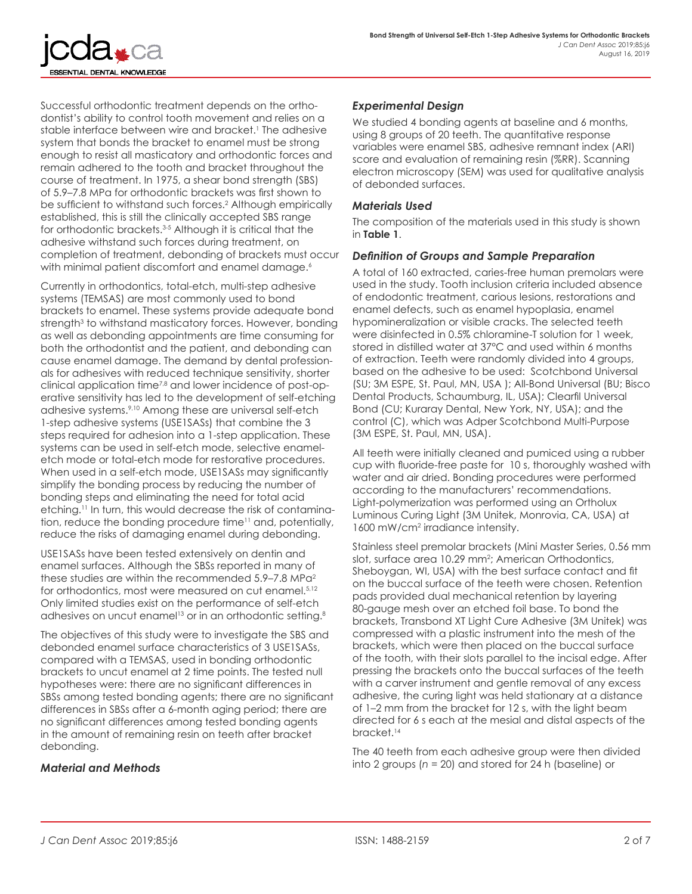Successful orthodontic treatment depends on the orthodontist's ability to control tooth movement and relies on a stable interface between wire and bracket.[1] The adhesive system that bonds the bracket to enamel must be strong enough to resist all masticatory and orthodontic forces and remain adhered to the tooth and bracket throughout the course of treatment. In 1975, a shear bond strength (SBS) of 5.9–7.8 MPa for orthodontic brackets was first shown to be sufficient to withstand such forces.[2] Although empirically established, this is still the clinically accepted SBS range for orthodontic brackets.[3-5] Although it is critical that the adhesive withstand such forces during treatment, on completion of treatment, debonding of brackets must occur with minimal patient discomfort and enamel damage.[6]

Currently in orthodontics, total-etch, multi-step adhesive systems (TEMSAS) are most commonly used to bond brackets to enamel. These systems provide adequate bond strength[3] to withstand masticatory forces. However, bonding as well as debonding appointments are time consuming for both the orthodontist and the patient, and debonding can cause enamel damage. The demand by dental professionals for adhesives with reduced technique sensitivity, shorter clinical application time[7,8] and lower incidence of post-operative sensitivity has led to the development of self-etching adhesive systems.[9,10] Among these are universal self-etch 1-step adhesive systems (USE1SASs) that combine the 3 steps required for adhesion into a 1-step application. These systems can be used in self-etch mode, selective enamel-etch mode or total-etch mode for restorative procedures. When used in a self-etch mode, USE1SASs may significantly simplify the bonding process by reducing the number of bonding steps and eliminating the need for total acid etching.[11] In turn, this would decrease the risk of contamination, reduce the bonding procedure time[11] and, potentially, reduce the risks of damaging enamel during debonding.

USE1SASs have been tested extensively on dentin and enamel surfaces. Although the SBSs reported in many of these studies are within the recommended 5.9–7.8 MPa[2] for orthodontics, most were measured on cut enamel.[5,12] Only limited studies exist on the performance of self-etch adhesives on uncut enamel[13] or in an orthodontic setting.[8]

The objectives of this study were to investigate the SBS and debonded enamel surface characteristics of 3 USE1SASs, compared with a TEMSAS, used in bonding orthodontic brackets to uncut enamel at 2 time points. The tested null hypotheses were: there are no significant differences in SBSs among tested bonding agents; there are no significant differences in SBSs after a 6-month aging period; there are no significant differences among tested bonding agents in the amount of remaining resin on teeth after bracket debonding.

## *Material and Methods*

### *Experimental Design*

We studied 4 bonding agents at baseline and 6 months, using 8 groups of 20 teeth. The quantitative response variables were enamel SBS, adhesive remnant index (ARI) score and evaluation of remaining resin (%RR). Scanning electron microscopy (SEM) was used for qualitative analysis of debonded surfaces.

### *Materials Used*

The composition of the materials used in this study is shown in **Table 1**.

### *Definition of Groups and Sample Preparation*

A total of 160 extracted, caries-free human premolars were used in the study. Tooth inclusion criteria included absence of endodontic treatment, carious lesions, restorations and enamel defects, such as enamel hypoplasia, enamel hypomineralization or visible cracks. The selected teeth were disinfected in 0.5% chloramine-T solution for 1 week, stored in distilled water at 37°C and used within 6 months of extraction. Teeth were randomly divided into 4 groups, based on the adhesive to be used: Scotchbond Universal (SU; 3M ESPE, St. Paul, MN, USA ); All-Bond Universal (BU; Bisco Dental Products, Schaumburg, IL, USA); Clearfil Universal Bond (CU; Kuraray Dental, New York, NY, USA); and the control (C), which was Adper Scotchbond Multi-Purpose (3M ESPE, St. Paul, MN, USA).

All teeth were initially cleaned and pumiced using a rubber cup with fluoride-free paste for 10 s, thoroughly washed with water and air dried. Bonding procedures were performed according to the manufacturers' recommendations. Light-polymerization was performed using an Ortholux Luminous Curing Light (3M Unitek, Monrovia, CA, USA) at 1600 mW/cm$^2$ irradiance intensity.

Stainless steel premolar brackets (Mini Master Series, 0.56 mm slot, surface area 10.29 mm$^2$; American Orthodontics, Sheboygan, WI, USA) with the best surface contact and fit on the buccal surface of the teeth were chosen. Retention pads provided dual mechanical retention by layering 80-gauge mesh over an etched foil base. To bond the brackets, Transbond XT Light Cure Adhesive (3M Unitek) was compressed with a plastic instrument into the mesh of the brackets, which were then placed on the buccal surface of the tooth, with their slots parallel to the incisal edge. After pressing the brackets onto the buccal surfaces of the teeth with a carver instrument and gentle removal of any excess adhesive, the curing light was held stationary at a distance of 1–2 mm from the bracket for 12 s, with the light beam directed for 6 s each at the mesial and distal aspects of the bracket.[14]

The 40 teeth from each adhesive group were then divided into 2 groups ($n$ = 20) and stored for 24 h (baseline) or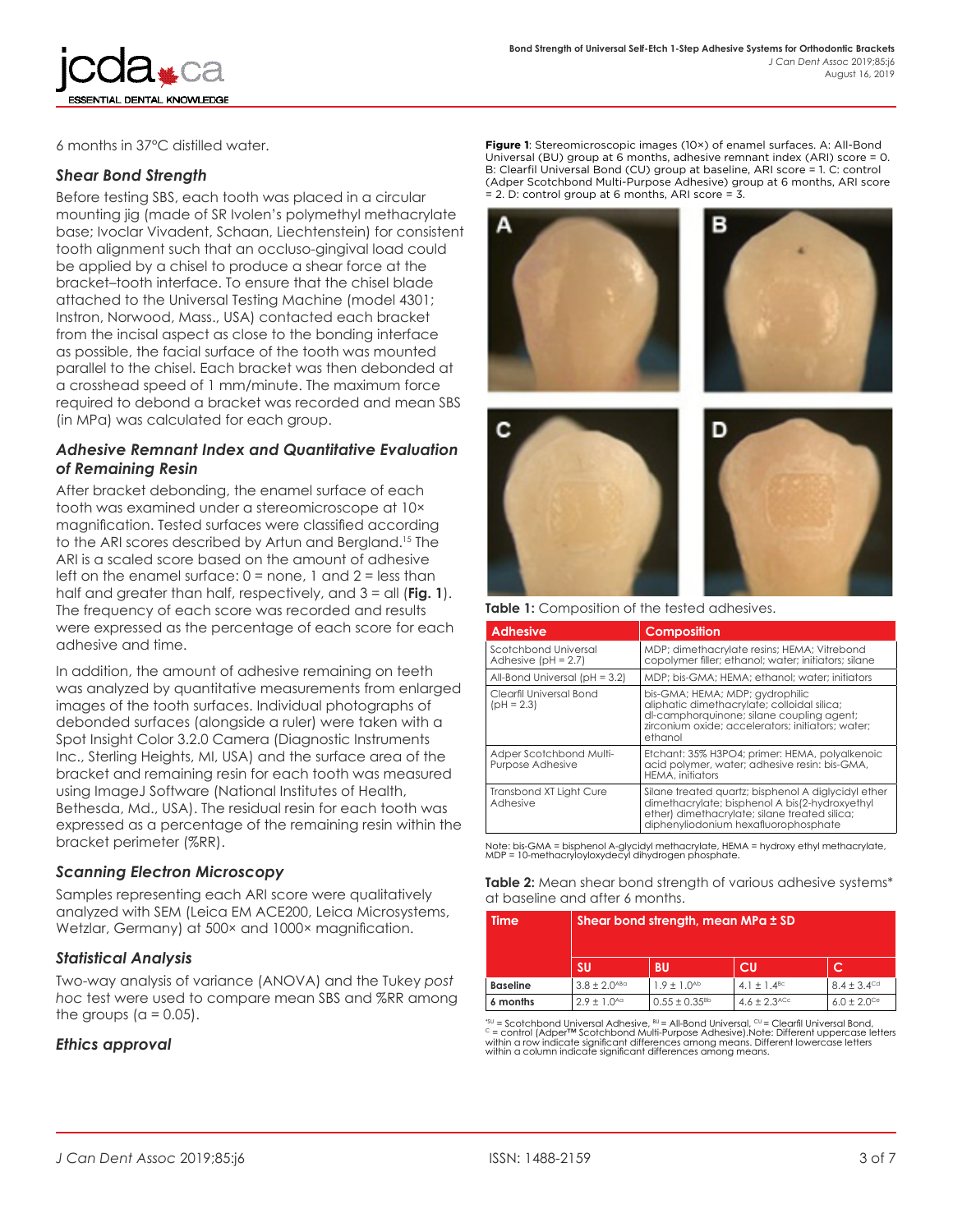6 months in 37°C distilled water.

### Shear Bond Strength

Before testing SBS, each tooth was placed in a circular mounting jig (made of SR Ivolen's polymethyl methacrylate base; Ivoclar Vivadent, Schaan, Liechtenstein) for consistent tooth alignment such that an occluso-gingival load could be applied by a chisel to produce a shear force at the bracket–tooth interface. To ensure that the chisel blade attached to the Universal Testing Machine (model 4301; Instron, Norwood, Mass., USA) contacted each bracket from the incisal aspect as close to the bonding interface as possible, the facial surface of the tooth was mounted parallel to the chisel. Each bracket was then debonded at a crosshead speed of 1 mm/minute. The maximum force required to debond a bracket was recorded and mean SBS (in MPa) was calculated for each group.

### Adhesive Remnant Index and Quantitative Evaluation of Remaining Resin

After bracket debonding, the enamel surface of each tooth was examined under a stereomicroscope at 10× magnification. Tested surfaces were classified according to the ARI scores described by Artun and Bergland.[15] The ARI is a scaled score based on the amount of adhesive left on the enamel surface: 0 = none, 1 and 2 = less than half and greater than half, respectively, and 3 = all (**Fig. 1**). The frequency of each score was recorded and results were expressed as the percentage of each score for each adhesive and time.

In addition, the amount of adhesive remaining on teeth was analyzed by quantitative measurements from enlarged images of the tooth surfaces. Individual photographs of debonded surfaces (alongside a ruler) were taken with a Spot Insight Color 3.2.0 Camera (Diagnostic Instruments Inc., Sterling Heights, MI, USA) and the surface area of the bracket and remaining resin for each tooth was measured using ImageJ Software (National Institutes of Health, Bethesda, Md., USA). The residual resin for each tooth was expressed as a percentage of the remaining resin within the bracket perimeter (%RR).

### Scanning Electron Microscopy

Samples representing each ARI score were qualitatively analyzed with SEM (Leica EM ACE200, Leica Microsystems, Wetzlar, Germany) at 500× and 1000× magnification.

### Statistical Analysis

Two-way analysis of variance (ANOVA) and the Tukey *post hoc* test were used to compare mean SBS and %RR among the groups ($\alpha = 0.05$).

### Ethics approval

**Figure 1**: Stereomicroscopic images (10×) of enamel surfaces. A: All-Bond Universal (BU) group at 6 months, adhesive remnant index (ARI) score = 0. B: Clearfil Universal Bond (CU) group at baseline, ARI score = 1. C: control (Adper Scotchbond Multi-Purpose Adhesive) group at 6 months, ARI score = 2. D: control group at 6 months, ARI score = 3.

**Table 1:** Composition of the tested adhesives.

| Adhesive | Composition |
|---|---|
| Scotchbond Universal Adhesive (pH = 2.7) | MDP; dimethacrylate resins; HEMA; Vitrebond copolymer filler; ethanol; water; initiators; silane |
| All-Bond Universal (pH = 3.2) | MDP; bis-GMA; HEMA; ethanol; water; initiators |
| Clearfil Universal Bond (pH = 2.3) | bis-GMA; HEMA; MDP; gydrophilic aliphatic dimethacrylate; colloidal silica; dl-camphorquinone; silane coupling agent; zirconium oxide; accelerators; initiators; water; ethanol |
| Adper Scotchbond Multi-Purpose Adhesive | Etchant: 35% $H_3PO_4$; primer: HEMA, polyalkenoic acid polymer, water; adhesive resin: bis-GMA, HEMA, initiators |
| Transbond XT Light Cure Adhesive | Silane treated quartz; bisphenol A diglycidyl ether dimethacrylate; bisphenol A bis(2-hydroxyethyl ether) dimethacrylate; silane treated silica; diphenyliodonium hexafluorophosphate |

Note: bis-GMA = bisphenol A-glycidyl methacrylate, HEMA = hydroxy ethyl methacrylate, MDP = 10-methacryloyloxydecyl dihydrogen phosphate.

**Table 2:** Mean shear bond strength of various adhesive systems* at baseline and after 6 months.

| Time | Shear bond strength, mean MPa ± SD | | | |
|---|---|---|---|---|
| | SU | BU | CU | C |
| Baseline | $3.8 \pm 2.0^{ABa}$ | $1.9 \pm 1.0^{Ab}$ | $4.1 \pm 1.4^{Bc}$ | $8.4 \pm 3.4^{Cd}$ |
| 6 months | $2.9 \pm 1.0^{Aa}$ | $0.55 \pm 0.35^{Bb}$ | $4.6 \pm 2.3^{ACc}$ | $6.0 \pm 2.0^{Ce}$ |

*SU = Scotchbond Universal Adhesive, BU = All-Bond Universal, CU = Clearfil Universal Bond, C = control (Adper™ Scotchbond Multi-Purpose Adhesive).Note: Different uppercase letters within a row indicate significant differences among means. Different lowercase letters within a column indicate significant differences among means.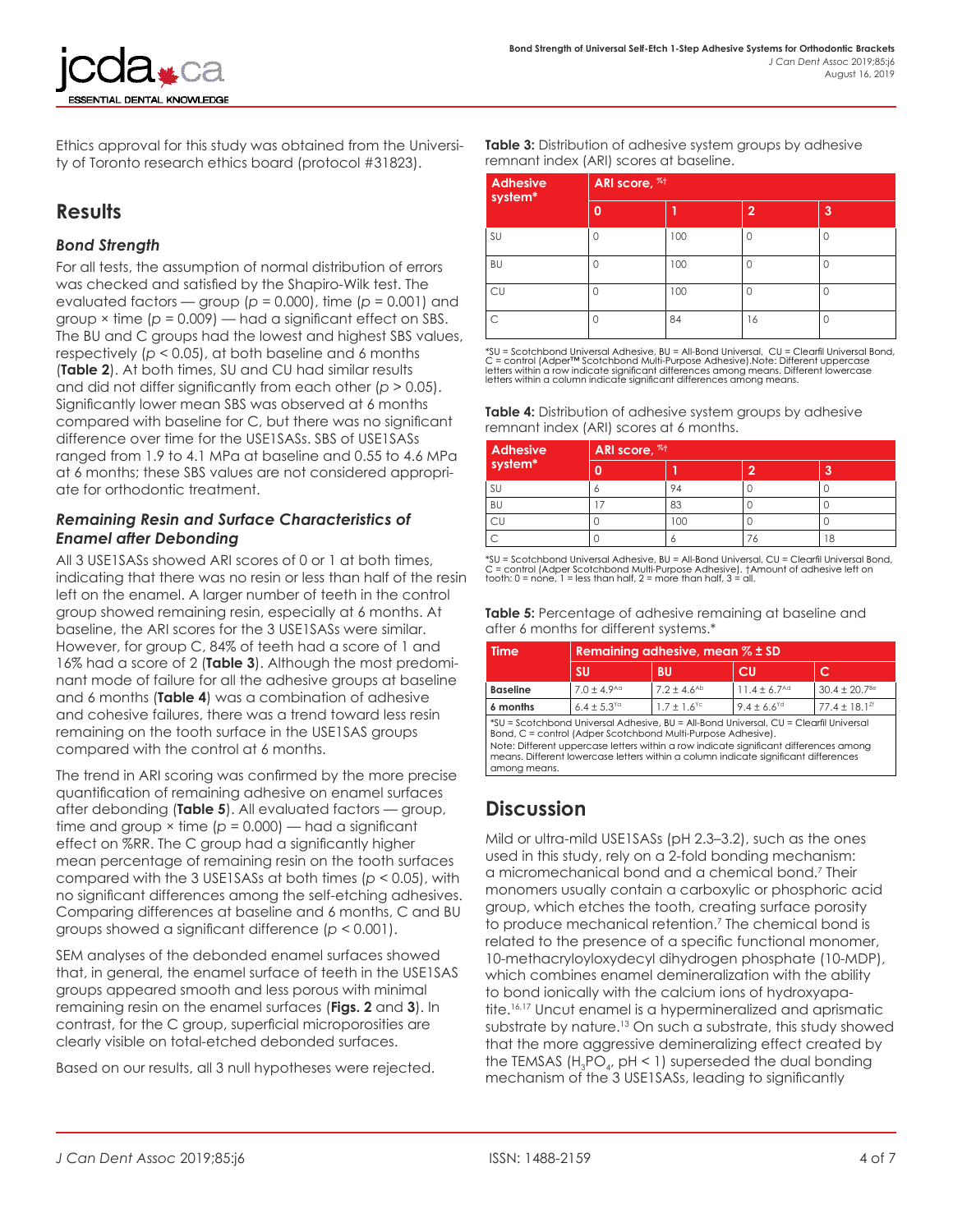Ethics approval for this study was obtained from the University of Toronto research ethics board (protocol #31823).

## Results

### *Bond Strength*

For all tests, the assumption of normal distribution of errors was checked and satisfied by the Shapiro-Wilk test. The evaluated factors — group ($p = 0.000$), time ($p = 0.001$) and group × time ($p = 0.009$) — had a significant effect on SBS. The BU and C groups had the lowest and highest SBS values, respectively ($p < 0.05$), at both baseline and 6 months (**Table 2**). At both times, SU and CU had similar results and did not differ significantly from each other ($p > 0.05$). Significantly lower mean SBS was observed at 6 months compared with baseline for C, but there was no significant difference over time for the USE1SASs. SBS of USE1SASs ranged from 1.9 to 4.1 MPa at baseline and 0.55 to 4.6 MPa at 6 months; these SBS values are not considered appropriate for orthodontic treatment.

### *Remaining Resin and Surface Characteristics of Enamel after Debonding*

All 3 USE1SASs showed ARI scores of 0 or 1 at both times, indicating that there was no resin or less than half of the resin left on the enamel. A larger number of teeth in the control group showed remaining resin, especially at 6 months. At baseline, the ARI scores for the 3 USE1SASs were similar. However, for group C, 84% of teeth had a score of 1 and 16% had a score of 2 (**Table 3**). Although the most predominant mode of failure for all the adhesive groups at baseline and 6 months (**Table 4**) was a combination of adhesive and cohesive failures, there was a trend toward less resin remaining on the tooth surface in the USE1SAS groups compared with the control at 6 months.

The trend in ARI scoring was confirmed by the more precise quantification of remaining adhesive on enamel surfaces after debonding (**Table 5**). All evaluated factors — group, time and group × time ($p = 0.000$) — had a significant effect on %RR. The C group had a significantly higher mean percentage of remaining resin on the tooth surfaces compared with the 3 USE1SASs at both times ($p < 0.05$), with no significant differences among the self-etching adhesives. Comparing differences at baseline and 6 months, C and BU groups showed a significant difference ($p < 0.001$).

SEM analyses of the debonded enamel surfaces showed that, in general, the enamel surface of teeth in the USE1SAS groups appeared smooth and less porous with minimal remaining resin on the enamel surfaces (**Figs. 2** and **3**). In contrast, for the C group, superficial microporosities are clearly visible on total-etched debonded surfaces.

Based on our results, all 3 null hypotheses were rejected.

**Table 3:** Distribution of adhesive system groups by adhesive remnant index (ARI) scores at baseline.

| Adhesive system* | ARI score, %† | | | |
|---|---|---|---|---|
| | 0 | 1 | 2 | 3 |
| SU | 0 | 100 | 0 | 0 |
| BU | 0 | 100 | 0 | 0 |
| CU | 0 | 100 | 0 | 0 |
| C | 0 | 84 | 16 | 0 |

*SU = Scotchbond Universal Adhesive, BU = All-Bond Universal, CU = Clearfil Universal Bond, C = control (Adper™ Scotchbond Multi-Purpose Adhesive).Note: Different uppercase letters within a row indicate significant differences among means. Different lowercase letters within a column indicate significant differences among means.

**Table 4:** Distribution of adhesive system groups by adhesive remnant index (ARI) scores at 6 months.

| Adhesive system* | ARI score, %† | | | |
|---|---|---|---|---|
| | 0 | 1 | 2 | 3 |
| SU | 6 | 94 | 0 | 0 |
| BU | 17 | 83 | 0 | 0 |
| CU | 0 | 100 | 0 | 0 |
| C | 0 | 6 | 76 | 18 |

*SU = Scotchbond Universal Adhesive, BU = All-Bond Universal, CU = Clearfil Universal Bond, C = control (Adper Scotchbond Multi-Purpose Adhesive). †Amount of adhesive left on tooth: 0 = none, 1 = less than half, 2 = more than half, 3 = all.

**Table 5:** Percentage of adhesive remaining at baseline and after 6 months for different systems.*

| Time | Remaining adhesive, mean % ± SD | | | |
|---|---|---|---|---|
| | SU | BU | CU | C |
| **Baseline** | 7.0 ± 4.9[Aa] | 7.2 ± 4.6[Ab] | 11.4 ± 6.7[Ad] | 30.4 ± 20.7[Be] |
| **6 months** | 6.4 ± 5.3[Ya] | 1.7 ± 1.6[Yc] | 9.4 ± 6.6[Yd] | 77.4 ± 18.1[Zf] |

*SU = Scotchbond Universal Adhesive, BU = All-Bond Universal, CU = Clearfil Universal Bond, C = control (Adper Scotchbond Multi-Purpose Adhesive).
Note: Different uppercase letters within a row indicate significant differences among means. Different lowercase letters within a column indicate significant differences among means.

## Discussion

Mild or ultra-mild USE1SASs (pH 2.3–3.2), such as the ones used in this study, rely on a 2-fold bonding mechanism: a micromechanical bond and a chemical bond.[7] Their monomers usually contain a carboxylic or phosphoric acid group, which etches the tooth, creating surface porosity to produce mechanical retention.[7] The chemical bond is related to the presence of a specific functional monomer, 10-methacryloyloxydecyl dihydrogen phosphate (10-MDP), which combines enamel demineralization with the ability to bond ionically with the calcium ions of hydroxyapatite.[16,17] Uncut enamel is a hypermineralized and aprismatic substrate by nature.[13] On such a substrate, this study showed that the more aggressive demineralizing effect created by the TEMSAS ($H_3PO_4$, pH < 1) superseded the dual bonding mechanism of the 3 USE1SASs, leading to significantly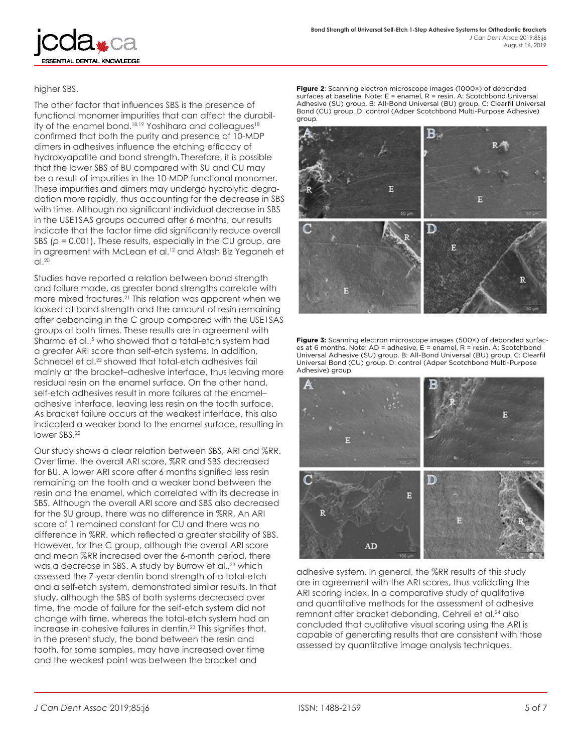higher SBS.

The other factor that influences SBS is the presence of functional monomer impurities that can affect the durability of the enamel bond.[18,19] Yoshihara and colleagues[18] confirmed that both the purity and presence of 10-MDP dimers in adhesives influence the etching efficacy of hydroxyapatite and bond strength. Therefore, it is possible that the lower SBS of BU compared with SU and CU may be a result of impurities in the 10-MDP functional monomer. These impurities and dimers may undergo hydrolytic degradation more rapidly, thus accounting for the decrease in SBS with time. Although no significant individual decrease in SBS in the USE1SAS groups occurred after 6 months, our results indicate that the factor time did significantly reduce overall SBS ($p$ = 0.001). These results, especially in the CU group, are in agreement with McLean et al.[12] and Atash Biz Yeganeh et al.[20]

Studies have reported a relation between bond strength and failure mode, as greater bond strengths correlate with more mixed fractures.[21] This relation was apparent when we looked at bond strength and the amount of resin remaining after debonding in the C group compared with the USE1SAS groups at both times. These results are in agreement with Sharma et al.,[5] who showed that a total-etch system had a greater ARI score than self-etch systems. In addition, Schnebel et al.[22] showed that total-etch adhesives fail mainly at the bracket–adhesive interface, thus leaving more residual resin on the enamel surface. On the other hand, self-etch adhesives result in more failures at the enamel–adhesive interface, leaving less resin on the tooth surface. As bracket failure occurs at the weakest interface, this also indicated a weaker bond to the enamel surface, resulting in lower SBS.[22]

Our study shows a clear relation between SBS, ARI and %RR. Over time, the overall ARI score, %RR and SBS decreased for BU. A lower ARI score after 6 months signified less resin remaining on the tooth and a weaker bond between the resin and the enamel, which correlated with its decrease in SBS. Although the overall ARI score and SBS also decreased for the SU group, there was no difference in %RR. An ARI score of 1 remained constant for CU and there was no difference in %RR, which reflected a greater stability of SBS. However, for the C group, although the overall ARI score and mean %RR increased over the 6-month period, there was a decrease in SBS. A study by Burrow et al.,[23] which assessed the 7-year dentin bond strength of a total-etch and a self-etch system, demonstrated similar results. In that study, although the SBS of both systems decreased over time, the mode of failure for the self-etch system did not change with time, whereas the total-etch system had an increase in cohesive failures in dentin.[23] This signifies that, in the present study, the bond between the resin and tooth, for some samples, may have increased over time and the weakest point was between the bracket and adhesive system. In general, the %RR results of this study are in agreement with the ARI scores, thus validating the ARI scoring index. In a comparative study of qualitative and quantitative methods for the assessment of adhesive remnant after bracket debonding, Cehreli et al.[24] also concluded that qualitative visual scoring using the ARI is capable of generating results that are consistent with those assessed by quantitative image analysis techniques.

**Figure 2**: Scanning electron microscope images (1000×) of debonded surfaces at baseline. Note: E = enamel, R = resin. A: Scotchbond Universal Adhesive (SU) group. B: All-Bond Universal (BU) group. C: Clearfil Universal Bond (CU) group. D: control (Adper Scotchbond Multi-Purpose Adhesive) group.

**Figure 3:** Scanning electron microscope images (500×) of debonded surfaces at 6 months. Note: AD = adhesive, E = enamel, R = resin. A: Scotchbond Universal Adhesive (SU) group. B: All-Bond Universal (BU) group. C: Clearfil Universal Bond (CU) group. D: control (Adper Scotchbond Multi-Purpose Adhesive) group.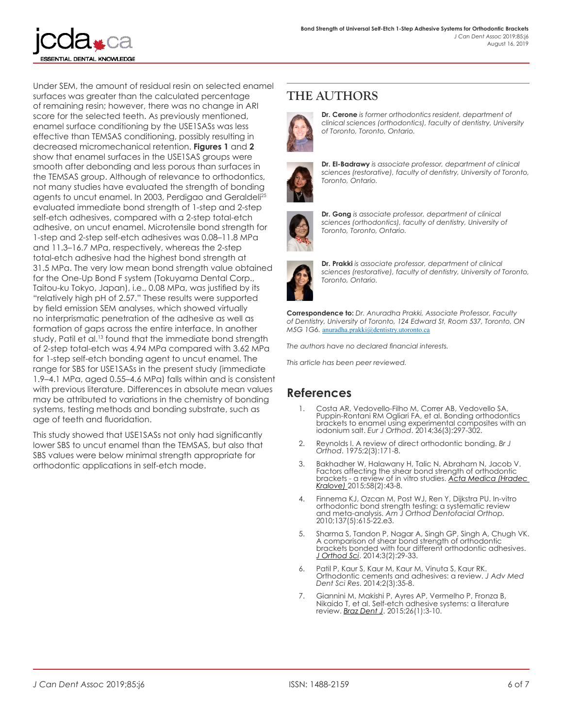Under SEM, the amount of residual resin on selected enamel surfaces was greater than the calculated percentage of remaining resin; however, there was no change in ARI score for the selected teeth. As previously mentioned, enamel surface conditioning by the USE1SASs was less effective than TEMSAS conditioning, possibly resulting in decreased micromechanical retention. **Figures 1** and **2** show that enamel surfaces in the USE1SAS groups were smooth after debonding and less porous than surfaces in the TEMSAS group. Although of relevance to orthodontics, not many studies have evaluated the strength of bonding agents to uncut enamel. In 2003, Perdigao and Geraldeli[25] evaluated immediate bond strength of 1-step and 2-step self-etch adhesives, compared with a 2-step total-etch adhesive, on uncut enamel. Microtensile bond strength for 1-step and 2-step self-etch adhesives was 0.08–11.8 MPa and 11.3–16.7 MPa, respectively, whereas the 2-step total-etch adhesive had the highest bond strength at 31.5 MPa. The very low mean bond strength value obtained for the One-Up Bond F system (Tokuyama Dental Corp., Taitou-ku Tokyo, Japan), i.e., 0.08 MPa, was justified by its "relatively high pH of 2.57." These results were supported by field emission SEM analyses, which showed virtually no interprismatic penetration of the adhesive as well as formation of gaps across the entire interface. In another study, Patil et al.[13] found that the immediate bond strength of 2-step total-etch was 4.94 MPa compared with 3.62 MPa for 1-step self-etch bonding agent to uncut enamel. The range for SBS for USE1SASs in the present study (immediate 1.9–4.1 MPa, aged 0.55–4.6 MPa) falls within and is consistent with previous literature. Differences in absolute mean values may be attributed to variations in the chemistry of bonding systems, testing methods and bonding substrate, such as age of teeth and fluoridation.

This study showed that USE1SASs not only had significantly lower SBS to uncut enamel than the TEMSAS, but also that SBS values were below minimal strength appropriate for orthodontic applications in self-etch mode.

## THE AUTHORS

**Dr. Cerone** *is former orthodontics resident, department of clinical sciences (orthodontics), faculty of dentistry, University of Toronto, Toronto, Ontario.*

**Dr. El-Badrawy** *is associate professor, department of clinical sciences (restorative), faculty of dentistry, University of Toronto, Toronto, Ontario.*

**Dr. Gong** *is associate professor, department of clinical sciences (orthodontics), faculty of dentistry, University of Toronto, Toronto, Ontario.*

**Dr. Prakki** *is associate professor, department of clinical sciences (restorative), faculty of dentistry, University of Toronto, Toronto, Ontario.*

**Correspondence to:** *Dr. Anuradha Prakki, Associate Professor, Faculty of Dentistry, University of Toronto, 124 Edward St, Room 537, Toronto, ON M5G 1G6.* anuradha.prakki@dentistry.utoronto.ca

*The authors have no declared financial interests.*

*This article has been peer reviewed.*

## References

1. Costa AR, Vedovello-Filho M, Correr AB, Vedovello SA, Puppin-Rontani RM Ogliari FA, et al. Bonding orthodontics brackets to enamel using experimental composites with an iodonium salt. *Eur J Orthod*. 2014;36(3):297-302.
2. Reynolds I. A review of direct orthodontic bonding. *Br J Orthod*. 1975;2(3):171-8.
3. Bakhadher W, Halawany H, Talic N, Abraham N, Jacob V. Factors affecting the shear bond strength of orthodontic brackets - a review of in vitro studies. *Acta Medica (Hradec Kralove)* 2015;58(2):43-8.
4. Finnema KJ, Ozcan M, Post WJ, Ren Y, Dijkstra PU. In-vitro orthodontic bond strength testing: a systematic review and meta-analysis. *Am J Orthod Dentofacial Orthop.* 2010;137(5):615-22.e3.
5. Sharma S, Tandon P, Nagar A, Singh GP, Singh A, Chugh VK. A comparison of shear bond strength of orthodontic brackets bonded with four different orthodontic adhesives. *J Orthod Sci*. 2014;3(2):29-33.
6. Patil P, Kaur S, Kaur M, Kaur M, Vinuta S, Kaur RK. Orthodontic cements and adhesives: a review. *J Adv Med Dent Sci Res*. 2014;2(3):35-8.
7. Giannini M, Makishi P, Ayres AP, Vermelho P, Fronza B, Nikaido T, et al. Self-etch adhesive systems: a literature review. *Braz Dent J*. 2015;26(1):3-10.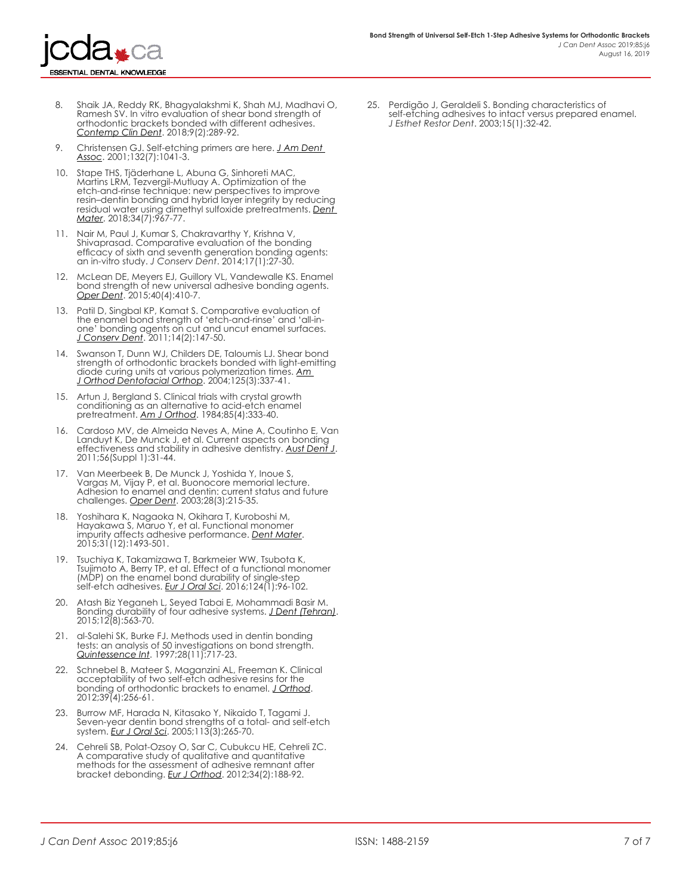8. Shaik JA, Reddy RK, Bhagyalakshmi K, Shah MJ, Madhavi O, Ramesh SV. In vitro evaluation of shear bond strength of orthodontic brackets bonded with different adhesives. *Contemp Clin Dent*. 2018;9(2):289-92.

9. Christensen GJ. Self-etching primers are here. *J Am Dent Assoc*. 2001;132(7):1041-3.

10. Stape THS, Tjäderhane L, Abuna G, Sinhoreti MAC, Martins LRM, Tezvergil-Mutluay A. Optimization of the etch-and-rinse technique: new perspectives to improve resin–dentin bonding and hybrid layer integrity by reducing residual water using dimethyl sulfoxide pretreatments. *Dent Mater*. 2018;34(7):967-77.

11. Nair M, Paul J, Kumar S, Chakravarthy Y, Krishna V, Shivaprasad. Comparative evaluation of the bonding efficacy of sixth and seventh generation bonding agents: an in-vitro study. *J Conserv Dent*. 2014;17(1):27-30.

12. McLean DE, Meyers EJ, Guillory VL, Vandewalle KS. Enamel bond strength of new universal adhesive bonding agents. *Oper Dent*. 2015;40(4):410-7.

13. Patil D, Singbal KP, Kamat S. Comparative evaluation of the enamel bond strength of 'etch-and-rinse' and 'all-in-one' bonding agents on cut and uncut enamel surfaces. *J Conserv Dent*. 2011;14(2):147-50.

14. Swanson T, Dunn WJ, Childers DE, Taloumis LJ. Shear bond strength of orthodontic brackets bonded with light-emitting diode curing units at various polymerization times. *Am J Orthod Dentofacial Orthop*. 2004;125(3):337-41.

15. Artun J, Bergland S. Clinical trials with crystal growth conditioning as an alternative to acid-etch enamel pretreatment. *Am J Orthod*. 1984;85(4):333-40.

16. Cardoso MV, de Almeida Neves A, Mine A, Coutinho E, Van Landuyt K, De Munck J, et al. Current aspects on bonding effectiveness and stability in adhesive dentistry. *Aust Dent J*. 2011;56(Suppl 1):31-44.

17. Van Meerbeek B, De Munck J, Yoshida Y, Inoue S, Vargas M, Vijay P, et al. Buonocore memorial lecture. Adhesion to enamel and dentin: current status and future challenges. *Oper Dent*. 2003;28(3):215-35.

18. Yoshihara K, Nagaoka N, Okihara T, Kuroboshi M, Hayakawa S, Maruo Y, et al. Functional monomer impurity affects adhesive performance. *Dent Mater*. 2015;31(12):1493-501.

19. Tsuchiya K, Takamizawa T, Barkmeier WW, Tsubota K, Tsujimoto A, Berry TP, et al. Effect of a functional monomer (MDP) on the enamel bond durability of single-step self-etch adhesives. *Eur J Oral Sci*. 2016;124(1):96-102.

20. Atash Biz Yeganeh L, Seyed Tabai E, Mohammadi Basir M. Bonding durability of four adhesive systems. *J Dent (Tehran)*. 2015;12(8):563-70.

21. al-Salehi SK, Burke FJ. Methods used in dentin bonding tests: an analysis of 50 investigations on bond strength. *Quintessence Int*. 1997;28(11):717-23.

22. Schnebel B, Mateer S, Maganzini AL, Freeman K. Clinical acceptability of two self-etch adhesive resins for the bonding of orthodontic brackets to enamel. *J Orthod*. 2012;39(4):256-61.

23. Burrow MF, Harada N, Kitasako Y, Nikaido T, Tagami J. Seven-year dentin bond strengths of a total- and self-etch system. *Eur J Oral Sci*. 2005;113(3):265-70.

24. Cehreli SB, Polat-Ozsoy O, Sar C, Cubukcu HE, Cehreli ZC. A comparative study of qualitative and quantitative methods for the assessment of adhesive remnant after bracket debonding. *Eur J Orthod*. 2012;34(2):188-92.

25. Perdigão J, Geraldeli S. Bonding characteristics of self-etching adhesives to intact versus prepared enamel. *J Esthet Restor Dent*. 2003;15(1):32-42.